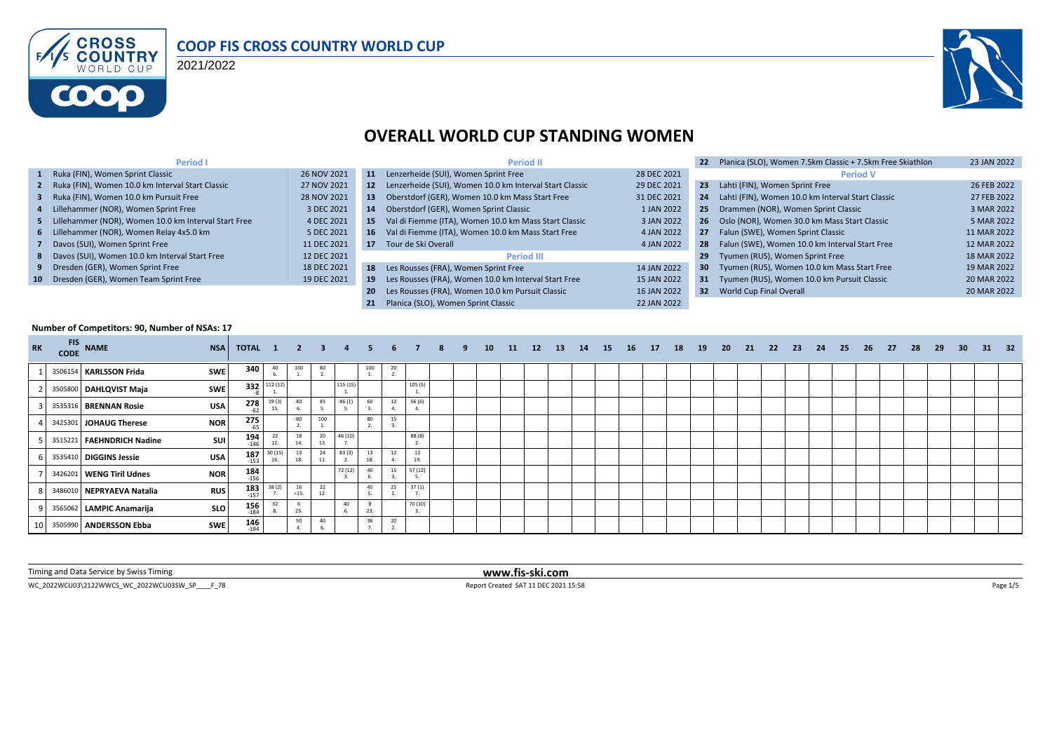# COOP FIS CROSS COUNTRY WORLD CUP

2021/2022

## OVERALL WORLD CUP STANDING WOMEN

| # | Period I | Date |
|---|---|---|
| 1 | Ruka (FIN), Women Sprint Classic | 26 NOV 2021 |
| 2 | Ruka (FIN), Women 10.0 km Interval Start Classic | 27 NOV 2021 |
| 3 | Ruka (FIN), Women 10.0 km Pursuit Free | 28 NOV 2021 |
| 4 | Lillehammer (NOR), Women Sprint Free | 3 DEC 2021 |
| 5 | Lillehammer (NOR), Women 10.0 km Interval Start Free | 4 DEC 2021 |
| 6 | Lillehammer (NOR), Women Relay 4x5.0 km | 5 DEC 2021 |
| 7 | Davos (SUI), Women Sprint Free | 11 DEC 2021 |
| 8 | Davos (SUI), Women 10.0 km Interval Start Free | 12 DEC 2021 |
| 9 | Dresden (GER), Women Sprint Free | 18 DEC 2021 |
| 10 | Dresden (GER), Women Team Sprint Free | 19 DEC 2021 |

| # | Period II | Date |
|---|---|---|
| 11 | Lenzerheide (SUI), Women Sprint Free | 28 DEC 2021 |
| 12 | Lenzerheide (SUI), Women 10.0 km Interval Start Classic | 29 DEC 2021 |
| 13 | Oberstdorf (GER), Women 10.0 km Mass Start Free | 31 DEC 2021 |
| 14 | Oberstdorf (GER), Women Sprint Classic | 1 JAN 2022 |
| 15 | Val di Fiemme (ITA), Women 10.0 km Mass Start Classic | 3 JAN 2022 |
| 16 | Val di Fiemme (ITA), Women 10.0 km Mass Start Free | 4 JAN 2022 |
| 17 | Tour de Ski Overall | 4 JAN 2022 |

| # | Period III | Date |
|---|---|---|
| 18 | Les Rousses (FRA), Women Sprint Free | 14 JAN 2022 |
| 19 | Les Rousses (FRA), Women 10.0 km Interval Start Free | 15 JAN 2022 |
| 20 | Les Rousses (FRA), Women 10.0 km Pursuit Classic | 16 JAN 2022 |
| 21 | Planica (SLO), Women Sprint Classic | 22 JAN 2022 |
| 22 | Planica (SLO), Women 7.5km Classic + 7.5km Free Skiathlon | 23 JAN 2022 |

| # | Period V | Date |
|---|---|---|
| 23 | Lahti (FIN), Women Sprint Free | 26 FEB 2022 |
| 24 | Lahti (FIN), Women 10.0 km Interval Start Classic | 27 FEB 2022 |
| 25 | Drammen (NOR), Women Sprint Classic | 3 MAR 2022 |
| 26 | Oslo (NOR), Women 30.0 km Mass Start Classic | 5 MAR 2022 |
| 27 | Falun (SWE), Women Sprint Classic | 11 MAR 2022 |
| 28 | Falun (SWE), Women 10.0 km Interval Start Free | 12 MAR 2022 |
| 29 | Tyumen (RUS), Women Sprint Free | 18 MAR 2022 |
| 30 | Tyumen (RUS), Women 10.0 km Mass Start Free | 19 MAR 2022 |
| 31 | Tyumen (RUS), Women 10.0 km Pursuit Classic | 20 MAR 2022 |
| 32 | World Cup Final Overall | 20 MAR 2022 |

**Number of Competitors: 90, Number of NSAs: 17**

| RK | FIS CODE | NAME | NSA | TOTAL | 1 | 2 | 3 | 4 | 5 | 6 | 7 | 8 | 9 | 10 | 11 | 12 | 13 | 14 | 15 | 16 | 17 | 18 | 19 | 20 | 21 | 22 | 23 | 24 | 25 | 26 | 27 | 28 | 29 | 30 | 31 | 32 |
|---|---|---|---|---|---|---|---|---|---|---|---|---|---|---|---|---|---|---|---|---|---|---|---|---|---|---|---|---|---|---|---|---|---|---|---|---|
| 1 | 3506154 | KARLSSON Frida | SWE | 340 | 40 6. | 100 1. | 80 2. | | 100 1. | 20 2. | | | | | | | | | | | | | | | | | | | | | | | | | | |
| 2 | 3505800 | DAHLQVIST Maja | SWE | 332 -8 | 112 (12) 1. | | | 115 (15) 1. | | | 105 (5) 1. | | | | | | | | | | | | | | | | | | | | | | | | | |
| 3 | 3535316 | BRENNAN Rosie | USA | 278 -62 | 19 (3) 15. | 40 6. | 45 5. | 46 (1) 5. | 60 3. | 12 4. | 56 (6) 4. | | | | | | | | | | | | | | | | | | | | | | | | | |
| 4 | 3425301 | JOHAUG Therese | NOR | 275 -65 | | 80 2. | 100 1. | | 80 2. | 15 3. | | | | | | | | | | | | | | | | | | | | | | | | | | |
| 5 | 3515221 | FAEHNDRICH Nadine | SUI | 194 -146 | 22 12. | 18 14. | 20 13. | 46 (10) 7. | | | 88 (8) 2. | | | | | | | | | | | | | | | | | | | | | | | | | |
| 6 | 3535410 | DIGGINS Jessie | USA | 187 -153 | 30 (15) 16. | 13 18. | 24 11. | 83 (3) 2. | 13 18. | 12 4. | 12 19. | | | | | | | | | | | | | | | | | | | | | | | | | |
| 7 | 3426201 | WENG Tiril Udnes | NOR | 184 -156 | | | | 72 (12) 3. | 40 6. | 15 3. | 57 (12) 5. | | | | | | | | | | | | | | | | | | | | | | | | | |
| 8 | 3486010 | NEPRYAEVA Natalia | RUS | 183 -157 | 38 (2) 7. | 16 =15. | 22 12. | | 45 5. | 25 1. | 37 (1) 7. | | | | | | | | | | | | | | | | | | | | | | | | | |
| 9 | 3565062 | LAMPIC Anamarija | SLO | 156 -184 | 32 8. | 6 25. | | 40 6. | 8 23. | | 70 (10) 3. | | | | | | | | | | | | | | | | | | | | | | | | | |
| 10 | 3505990 | ANDERSSON Ebba | SWE | 146 -194 | | 50 4. | 40 6. | | 36 7. | 20 2. | | | | | | | | | | | | | | | | | | | | | | | | | | |

Timing and Data Service by Swiss Timing

www.fis-ski.com

WC_2022WCU03\2122WWCS_WC_2022WCU03SW_SP____F_78

Report Created SAT 11 DEC 2021 15:58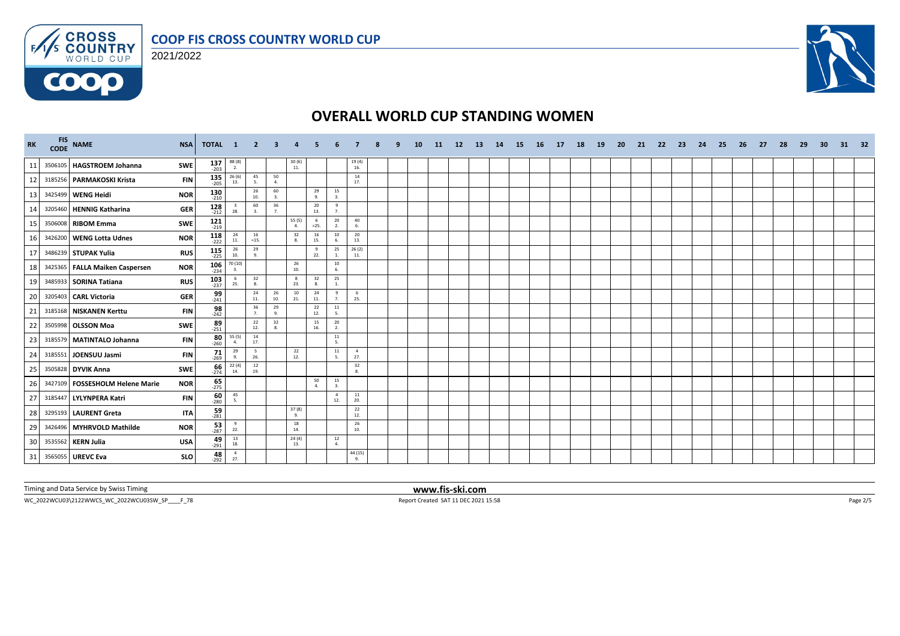# COOP FIS CROSS COUNTRY WORLD CUP

2021/2022

## OVERALL WORLD CUP STANDING WOMEN

| RK | FIS CODE | NAME | NSA | TOTAL | 1 | 2 | 3 | 4 | 5 | 6 | 7 | 8 | 9 | 10 | 11 | 12 | 13 | 14 | 15 | 16 | 17 | 18 | 19 | 20 | 21 | 22 | 23 | 24 | 25 | 26 | 27 | 28 | 29 | 30 | 31 | 32 |
|---|---|---|---|---|---|---|---|---|---|---|---|---|---|---|---|---|---|---|---|---|---|---|---|---|---|---|---|---|---|---|---|---|---|---|---|---|
| 11 | 3506105 | HAGSTROEM Johanna | SWE | 137 -203 | 88 (8) 2. | | | 30 (6) 11. | | | 19 (4) 16. | | | | | | | | | | | | | | | | | | | | | | | | | |
| 12 | 3185256 | PARMAKOSKI Krista | FIN | 135 -205 | 26 (6) 13. | 45 5. | 50 4. | | | | 14 17. | | | | | | | | | | | | | | | | | | | | | | | | | |
| 13 | 3425499 | WENG Heidi | NOR | 130 -210 | | 26 10. | 60 3. | | 29 9. | 15 3. | | | | | | | | | | | | | | | | | | | | | | | | | | |
| 14 | 3205460 | HENNIG Katharina | GER | 128 -212 | 3 28. | 60 3. | 36 7. | | 20 13. | 9 7. | | | | | | | | | | | | | | | | | | | | | | | | | | |
| 15 | 3506008 | RIBOM Emma | SWE | 121 -219 | | | | 55 (5) 4. | 6 =25. | 20 2. | 40 6. | | | | | | | | | | | | | | | | | | | | | | | | | |
| 16 | 3426200 | WENG Lotta Udnes | NOR | 118 -222 | 24 11. | 16 =15. | | 32 8. | 16 15. | 10 6. | 20 13. | | | | | | | | | | | | | | | | | | | | | | | | | |
| 17 | 3486239 | STUPAK Yulia | RUS | 115 -225 | 26 10. | 29 9. | | | 9 22. | 25 1. | 26 (2) 11. | | | | | | | | | | | | | | | | | | | | | | | | | |
| 18 | 3425365 | FALLA Maiken Caspersen | NOR | 106 -234 | 70 (10) 3. | | | 26 10. | | 10 6. | | | | | | | | | | | | | | | | | | | | | | | | | | |
| 19 | 3485933 | SORINA Tatiana | RUS | 103 -237 | 6 25. | 32 8. | | 8 23. | 32 8. | 25 1. | | | | | | | | | | | | | | | | | | | | | | | | | | |
| 20 | 3205403 | CARL Victoria | GER | 99 -241 | | 24 11. | 26 10. | 10 21. | 24 11. | 9 7. | 6 25. | | | | | | | | | | | | | | | | | | | | | | | | | |
| 21 | 3185168 | NISKANEN Kerttu | FIN | 98 -242 | | 36 7. | 29 9. | | 22 12. | 11 5. | | | | | | | | | | | | | | | | | | | | | | | | | | |
| 22 | 3505998 | OLSSON Moa | SWE | 89 -251 | | 22 12. | 32 8. | | 15 16. | 20 2. | | | | | | | | | | | | | | | | | | | | | | | | | | |
| 23 | 3185579 | MATINTALO Johanna | FIN | 80 -260 | 55 (5) 4. | 14 17. | | | | 11 5. | | | | | | | | | | | | | | | | | | | | | | | | | | |
| 24 | 3185551 | JOENSUU Jasmi | FIN | 71 -269 | 29 9. | 5 26. | | 22 12. | | 11 5. | 4 27. | | | | | | | | | | | | | | | | | | | | | | | | | |
| 25 | 3505828 | DYVIK Anna | SWE | 66 -274 | 22 (4) 14. | 12 19. | | | | | 32 8. | | | | | | | | | | | | | | | | | | | | | | | | | |
| 26 | 3427109 | FOSSESHOLM Helene Marie | NOR | 65 -275 | | | | | 50 4. | 15 3. | | | | | | | | | | | | | | | | | | | | | | | | | | |
| 27 | 3185447 | LYLYNPERA Katri | FIN | 60 -280 | 45 5. | | | | | 4 12. | 11 20. | | | | | | | | | | | | | | | | | | | | | | | | | |
| 28 | 3295193 | LAURENT Greta | ITA | 59 -281 | | | | 37 (8) 9. | | | 22 12. | | | | | | | | | | | | | | | | | | | | | | | | | |
| 29 | 3426496 | MYHRVOLD Mathilde | NOR | 53 -287 | 9 22. | | | 18 14. | | | 26 10. | | | | | | | | | | | | | | | | | | | | | | | | | |
| 30 | 3535562 | KERN Julia | USA | 49 -291 | 13 18. | | | 24 (4) 13. | | 12 4. | | | | | | | | | | | | | | | | | | | | | | | | | | |
| 31 | 3565055 | UREVC Eva | SLO | 48 -292 | 4 27. | | | | | | 44 (15) 9. | | | | | | | | | | | | | | | | | | | | | | | | | |

Timing and Data Service by Swiss Timing

www.fis-ski.com

WC_2022WCU03\2122WWCS_WC_2022WCU03SW_SP____F_78

Report Created SAT 11 DEC 2021 15:58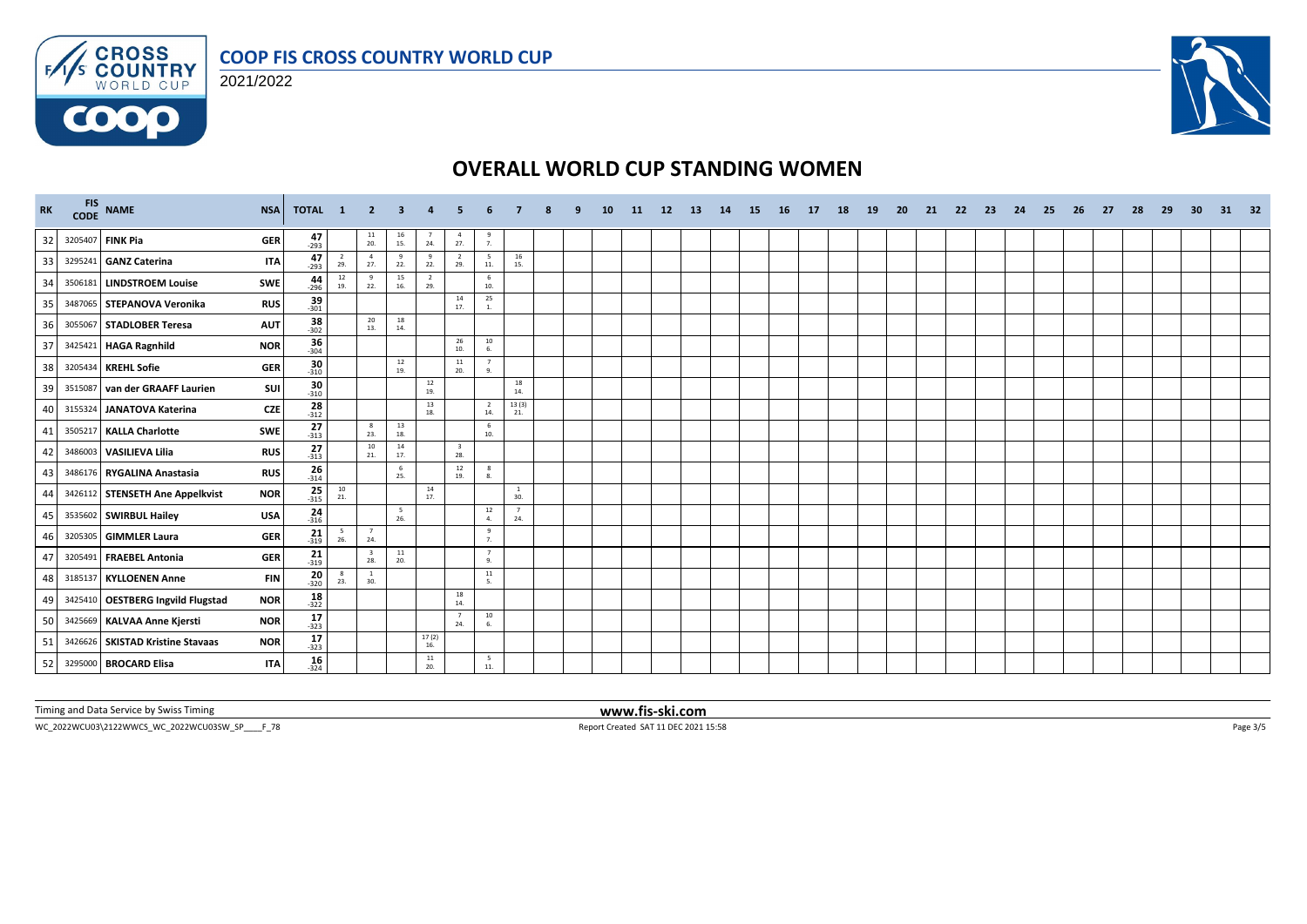# COOP FIS CROSS COUNTRY WORLD CUP

2021/2022

## OVERALL WORLD CUP STANDING WOMEN

| RK | FIS CODE | NAME | NSA | TOTAL | 1 | 2 | 3 | 4 | 5 | 6 | 7 | 8 | 9 | 10 | 11 | 12 | 13 | 14 | 15 | 16 | 17 | 18 | 19 | 20 | 21 | 22 | 23 | 24 | 25 | 26 | 27 | 28 | 29 | 30 | 31 | 32 |
|---|---|---|---|---|---|---|---|---|---|---|---|---|---|---|---|---|---|---|---|---|---|---|---|---|---|---|---|---|---|---|---|---|---|---|---|---|
| 32 | 3205407 | **FINK Pia** | GER | 47 -293 | | 11 20. | 16 15. | 7 24. | 4 27. | 9 7. | | | | | | | | | | | | | | | | | | | | | | | | | | |
| 33 | 3295241 | **GANZ Caterina** | ITA | 47 -293 | 2 29. | 4 27. | 9 22. | 9 22. | 2 29. | 5 11. | 16 15. | | | | | | | | | | | | | | | | | | | | | | | | | |
| 34 | 3506181 | **LINDSTROEM Louise** | SWE | 44 -296 | 12 19. | 9 22. | 15 16. | 2 29. | | 6 10. | | | | | | | | | | | | | | | | | | | | | | | | | | |
| 35 | 3487065 | **STEPANOVA Veronika** | RUS | 39 -301 | | | | | 14 17. | 25 1. | | | | | | | | | | | | | | | | | | | | | | | | | | |
| 36 | 3055067 | **STADLOBER Teresa** | AUT | 38 -302 | | 20 13. | 18 14. | | | | | | | | | | | | | | | | | | | | | | | | | | | | | |
| 37 | 3425421 | **HAGA Ragnhild** | NOR | 36 -304 | | | | | 26 10. | 10 6. | | | | | | | | | | | | | | | | | | | | | | | | | | |
| 38 | 3205434 | **KREHL Sofie** | GER | 30 -310 | | | 12 19. | | 11 20. | 7 9. | | | | | | | | | | | | | | | | | | | | | | | | | | |
| 39 | 3515087 | **van der GRAAFF Laurien** | SUI | 30 -310 | | | | 12 19. | | | 18 14. | | | | | | | | | | | | | | | | | | | | | | | | | |
| 40 | 3155324 | **JANATOVA Katerina** | CZE | 28 -312 | | | | 13 18. | | 2 14. | 13 (3) 21. | | | | | | | | | | | | | | | | | | | | | | | | | |
| 41 | 3505217 | **KALLA Charlotte** | SWE | 27 -313 | | 8 23. | 13 18. | | | 6 10. | | | | | | | | | | | | | | | | | | | | | | | | | | |
| 42 | 3486003 | **VASILIEVA Lilia** | RUS | 27 -313 | | 10 21. | 14 17. | | 3 28. | | | | | | | | | | | | | | | | | | | | | | | | | | | |
| 43 | 3486176 | **RYGALINA Anastasia** | RUS | 26 -314 | | | 6 25. | | 12 19. | 8 8. | | | | | | | | | | | | | | | | | | | | | | | | | | |
| 44 | 3426112 | **STENSETH Ane Appelkvist** | NOR | 25 -315 | 10 21. | | | 14 17. | | | 1 30. | | | | | | | | | | | | | | | | | | | | | | | | | |
| 45 | 3535602 | **SWIRBUL Hailey** | USA | 24 -316 | | | 5 26. | | | 12 4. | 7 24. | | | | | | | | | | | | | | | | | | | | | | | | | |
| 46 | 3205305 | **GIMMLER Laura** | GER | 21 -319 | 5 26. | 7 24. | | | | 9 7. | | | | | | | | | | | | | | | | | | | | | | | | | | |
| 47 | 3205491 | **FRAEBEL Antonia** | GER | 21 -319 | | 3 28. | 11 20. | | | 7 9. | | | | | | | | | | | | | | | | | | | | | | | | | | |
| 48 | 3185137 | **KYLLOENEN Anne** | FIN | 20 -320 | 8 23. | 1 30. | | | | 11 5. | | | | | | | | | | | | | | | | | | | | | | | | | | |
| 49 | 3425410 | **OESTBERG Ingvild Flugstad** | NOR | 18 -322 | | | | | 18 14. | | | | | | | | | | | | | | | | | | | | | | | | | | | |
| 50 | 3425669 | **KALVAA Anne Kjersti** | NOR | 17 -323 | | | | | 7 24. | 10 6. | | | | | | | | | | | | | | | | | | | | | | | | | | |
| 51 | 3426626 | **SKISTAD Kristine Stavaas** | NOR | 17 -323 | | | | 17 (2) 16. | | | | | | | | | | | | | | | | | | | | | | | | | | | | |
| 52 | 3295000 | **BROCARD Elisa** | ITA | 16 -324 | | | | 11 20. | | 5 11. | | | | | | | | | | | | | | | | | | | | | | | | | | |

Timing and Data Service by Swiss Timing

www.fis-ski.com

WC_2022WCU03\2122WWCS_WC_2022WCU03SW_SP____F_78

Report Created SAT 11 DEC 2021 15:58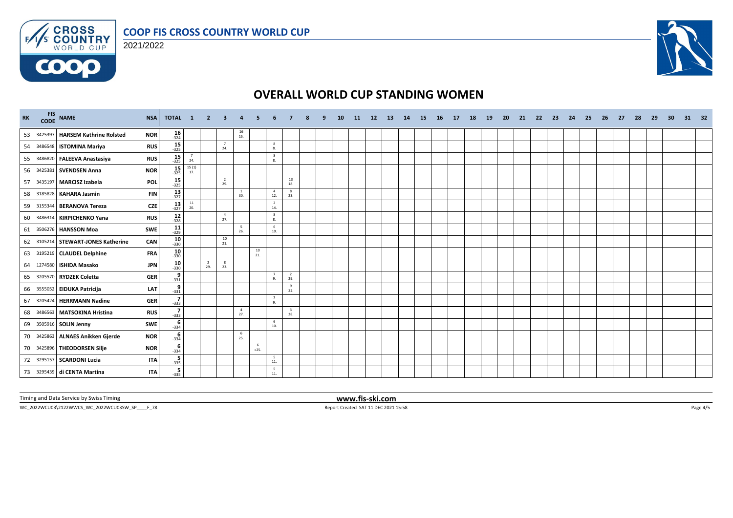# COOP FIS CROSS COUNTRY WORLD CUP

2021/2022

## OVERALL WORLD CUP STANDING WOMEN

| RK | FIS CODE | NAME | NSA | TOTAL | 1 | 2 | 3 | 4 | 5 | 6 | 7 | 8 | 9 | 10 | 11 | 12 | 13 | 14 | 15 | 16 | 17 | 18 | 19 | 20 | 21 | 22 | 23 | 24 | 25 | 26 | 27 | 28 | 29 | 30 | 31 | 32 |
|---|---|---|---|---|---|---|---|---|---|---|---|---|---|---|---|---|---|---|---|---|---|---|---|---|---|---|---|---|---|---|---|---|---|---|---|---|
| 53 | 3425397 | **HARSEM Kathrine Rolsted** | NOR | **16** -324 | | | | 16 15. | | | | | | | | | | | | | | | | | | | | | | | | | | | | |
| 54 | 3486548 | **ISTOMINA Mariya** | RUS | **15** -325 | | | 7 24. | | | 8 8. | | | | | | | | | | | | | | | | | | | | | | | | | | |
| 55 | 3486820 | **FALEEVA Anastasiya** | RUS | **15** -325 | 7 24. | | | | | 8 8. | | | | | | | | | | | | | | | | | | | | | | | | | | |
| 56 | 3425381 | **SVENDSEN Anna** | NOR | **15** -325 | 15 (1) 17. | | | | | | | | | | | | | | | | | | | | | | | | | | | | | | | |
| 57 | 3435197 | **MARCISZ Izabela** | POL | **15** -325 | | | 2 29. | | | | 13 18. | | | | | | | | | | | | | | | | | | | | | | | | | |
| 58 | 3185828 | **KAHARA Jasmin** | FIN | **13** -327 | | | | 1 30. | | 4 12. | 8 23. | | | | | | | | | | | | | | | | | | | | | | | | | |
| 59 | 3155344 | **BERANOVA Tereza** | CZE | **13** -327 | 11 20. | | | | | 2 14. | | | | | | | | | | | | | | | | | | | | | | | | | | |
| 60 | 3486314 | **KIRPICHENKO Yana** | RUS | **12** -328 | | | 4 27. | | | 8 8. | | | | | | | | | | | | | | | | | | | | | | | | | | |
| 61 | 3506276 | **HANSSON Moa** | SWE | **11** -329 | | | | 5 26. | | 6 10. | | | | | | | | | | | | | | | | | | | | | | | | | | |
| 62 | 3105214 | **STEWART-JONES Katherine** | CAN | **10** -330 | | | 10 21. | | | | | | | | | | | | | | | | | | | | | | | | | | | | | |
| 63 | 3195219 | **CLAUDEL Delphine** | FRA | **10** -330 | | | | | 10 21. | | | | | | | | | | | | | | | | | | | | | | | | | | | |
| 64 | 1274580 | **ISHIDA Masako** | JPN | **10** -330 | | 2 29. | 8 23. | | | | | | | | | | | | | | | | | | | | | | | | | | | | | |
| 65 | 3205570 | **RYDZEK Coletta** | GER | **9** -331 | | | | | | 7 9. | 2 29. | | | | | | | | | | | | | | | | | | | | | | | | | |
| 66 | 3555052 | **EIDUKA Patricija** | LAT | **9** -331 | | | | | | | 9 22. | | | | | | | | | | | | | | | | | | | | | | | | | |
| 67 | 3205424 | **HERRMANN Nadine** | GER | **7** -333 | | | | | | 7 9. | | | | | | | | | | | | | | | | | | | | | | | | | | |
| 68 | 3486563 | **MATSOKINA Hristina** | RUS | **7** -333 | | | | 4 27. | | | 3 28. | | | | | | | | | | | | | | | | | | | | | | | | | |
| 69 | 3505916 | **SOLIN Jenny** | SWE | **6** -334 | | | | | | 6 10. | | | | | | | | | | | | | | | | | | | | | | | | | | |
| 70 | 3425863 | **ALNAES Anikken Gjerde** | NOR | **6** -334 | | | | 6 25. | | | | | | | | | | | | | | | | | | | | | | | | | | | | |
| 70 | 3425896 | **THEODORSEN Silje** | NOR | **6** -334 | | | | | 6 =25. | | | | | | | | | | | | | | | | | | | | | | | | | | | |
| 72 | 3295157 | **SCARDONI Lucia** | ITA | **5** -335 | | | | | | 5 11. | | | | | | | | | | | | | | | | | | | | | | | | | | |
| 73 | 3295439 | **di CENTA Martina** | ITA | **5** -335 | | | | | | 5 11. | | | | | | | | | | | | | | | | | | | | | | | | | | |

Timing and Data Service by Swiss Timing

www.fis-ski.com

WC_2022WCU03\2122WWCS_WC_2022WCU03SW_SP____F_78

Report Created SAT 11 DEC 2021 15:58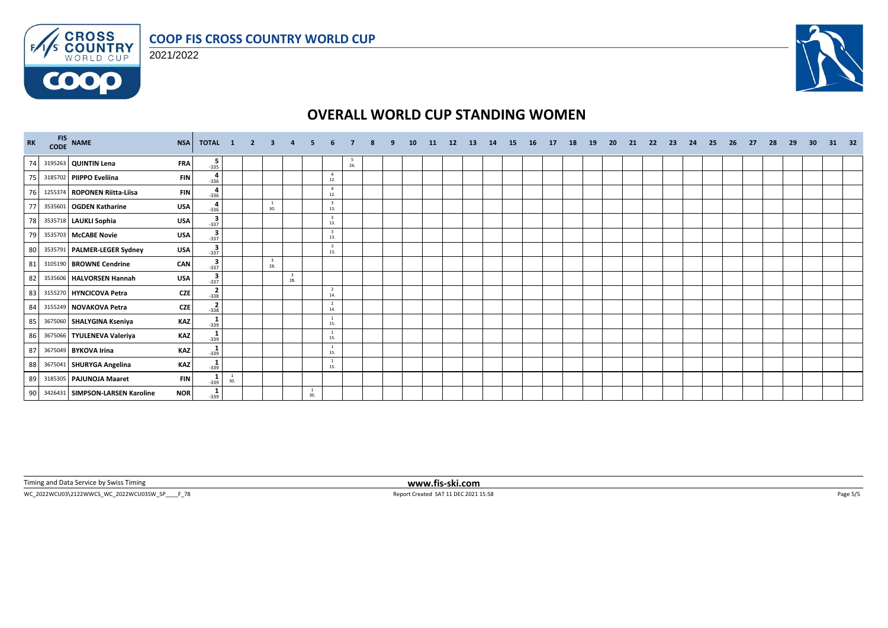# COOP FIS CROSS COUNTRY WORLD CUP

2021/2022

## OVERALL WORLD CUP STANDING WOMEN

| RK | FIS CODE | NAME | NSA | TOTAL | 1 | 2 | 3 | 4 | 5 | 6 | 7 | 8 | 9 | 10 | 11 | 12 | 13 | 14 | 15 | 16 | 17 | 18 | 19 | 20 | 21 | 22 | 23 | 24 | 25 | 26 | 27 | 28 | 29 | 30 | 31 | 32 |
|---|---|---|---|---|---|---|---|---|---|---|---|---|---|---|---|---|---|---|---|---|---|---|---|---|---|---|---|---|---|---|---|---|---|---|---|---|
| 74 | 3195263 | QUINTIN Lena | FRA | 5 -335 | | | | | | | 5 26. | | | | | | | | | | | | | | | | | | | | | | | | | |
| 75 | 3185702 | PIIPPO Eveliina | FIN | 4 -336 | | | | | | 4 12. | | | | | | | | | | | | | | | | | | | | | | | | | | |
| 76 | 1255374 | ROPONEN Riitta-Liisa | FIN | 4 -336 | | | | | | 4 12. | | | | | | | | | | | | | | | | | | | | | | | | | | |
| 77 | 3535601 | OGDEN Katharine | USA | 4 -336 | | | 1 30. | | | 3 13. | | | | | | | | | | | | | | | | | | | | | | | | | | |
| 78 | 3535718 | LAUKLI Sophia | USA | 3 -337 | | | | | | 3 13. | | | | | | | | | | | | | | | | | | | | | | | | | | |
| 79 | 3535703 | McCABE Novie | USA | 3 -337 | | | | | | 3 13. | | | | | | | | | | | | | | | | | | | | | | | | | | |
| 80 | 3535791 | PALMER-LEGER Sydney | USA | 3 -337 | | | | | | 3 13. | | | | | | | | | | | | | | | | | | | | | | | | | | |
| 81 | 3105190 | BROWNE Cendrine | CAN | 3 -337 | | | 3 28. | | | | | | | | | | | | | | | | | | | | | | | | | | | | | |
| 82 | 3535606 | HALVORSEN Hannah | USA | 3 -337 | | | | 3 28. | | | | | | | | | | | | | | | | | | | | | | | | | | | | |
| 83 | 3155270 | HYNCICOVA Petra | CZE | 2 -338 | | | | | | 2 14. | | | | | | | | | | | | | | | | | | | | | | | | | | |
| 84 | 3155249 | NOVAKOVA Petra | CZE | 2 -338 | | | | | | 2 14. | | | | | | | | | | | | | | | | | | | | | | | | | | |
| 85 | 3675060 | SHALYGINA Kseniya | KAZ | 1 -339 | | | | | | 1 15. | | | | | | | | | | | | | | | | | | | | | | | | | | |
| 86 | 3675066 | TYULENEVA Valeriya | KAZ | 1 -339 | | | | | | 1 15. | | | | | | | | | | | | | | | | | | | | | | | | | | |
| 87 | 3675049 | BYKOVA Irina | KAZ | 1 -339 | | | | | | 1 15. | | | | | | | | | | | | | | | | | | | | | | | | | | |
| 88 | 3675041 | SHURYGA Angelina | KAZ | 1 -339 | | | | | | 1 15. | | | | | | | | | | | | | | | | | | | | | | | | | | |
| 89 | 3185305 | PAJUNOJA Maaret | FIN | 1 -339 | 1 30. | | | | | | | | | | | | | | | | | | | | | | | | | | | | | | | |
| 90 | 3426431 | SIMPSON-LARSEN Karoline | NOR | 1 -339 | | | | | 1 30. | | | | | | | | | | | | | | | | | | | | | | | | | | | |

Timing and Data Service by Swiss Timing

www.fis-ski.com

WC_2022WCU03\2122WWCS_WC_2022WCU03SW_SP____F_78

Report Created SAT 11 DEC 2021 15:58